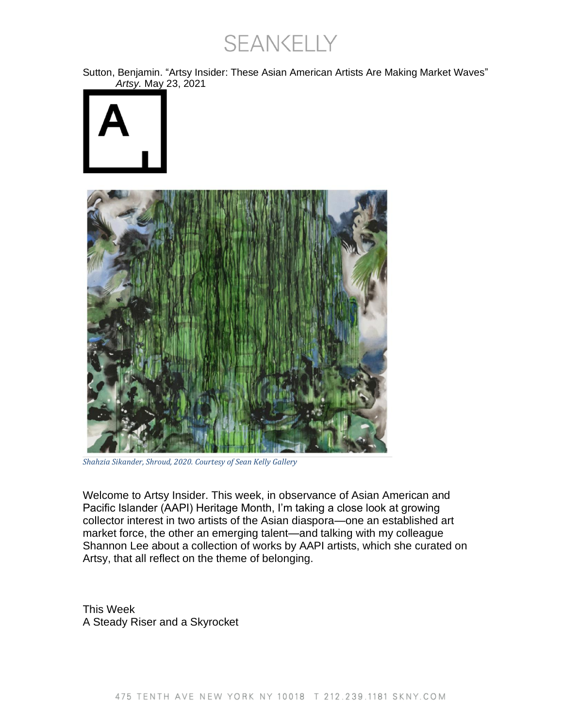Sutton, Benjamin. "Artsy Insider: These Asian American Artists Are Making Market Waves" *Artsy*. May 23, 2021

*Shahzia Sikander, Shroud, 2020. Courtesy of Sean Kelly Gallery*

Welcome to Artsy Insider. This week, in observance of Asian American and Pacific Islander (AAPI) Heritage Month, I'm taking a close look at growing collector interest in two artists of the Asian diaspora—one an established art market force, the other an emerging talent—and talking with my colleague Shannon Lee about a collection of works by AAPI artists, which she curated on Artsy, that all reflect on the theme of belonging.

This Week
A Steady Riser and a Skyrocket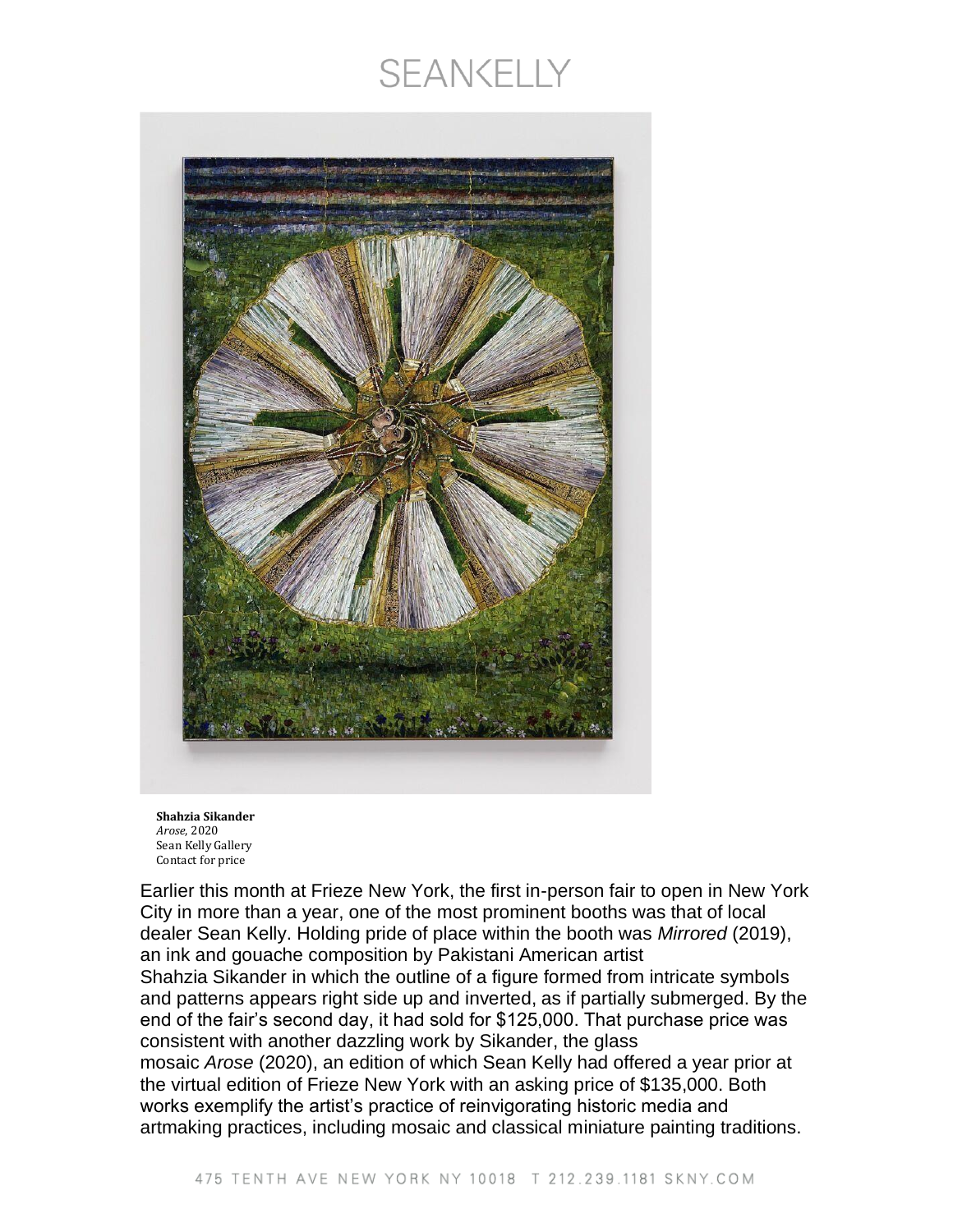**Shahzia Sikander**
*Arose*, 2020
Sean Kelly Gallery
Contact for price

Earlier this month at Frieze New York, the first in-person fair to open in New York City in more than a year, one of the most prominent booths was that of local dealer Sean Kelly. Holding pride of place within the booth was *Mirrored* (2019), an ink and gouache composition by Pakistani American artist Shahzia Sikander in which the outline of a figure formed from intricate symbols and patterns appears right side up and inverted, as if partially submerged. By the end of the fair's second day, it had sold for $125,000. That purchase price was consistent with another dazzling work by Sikander, the glass mosaic *Arose* (2020), an edition of which Sean Kelly had offered a year prior at the virtual edition of Frieze New York with an asking price of $135,000. Both works exemplify the artist's practice of reinvigorating historic media and artmaking practices, including mosaic and classical miniature painting traditions.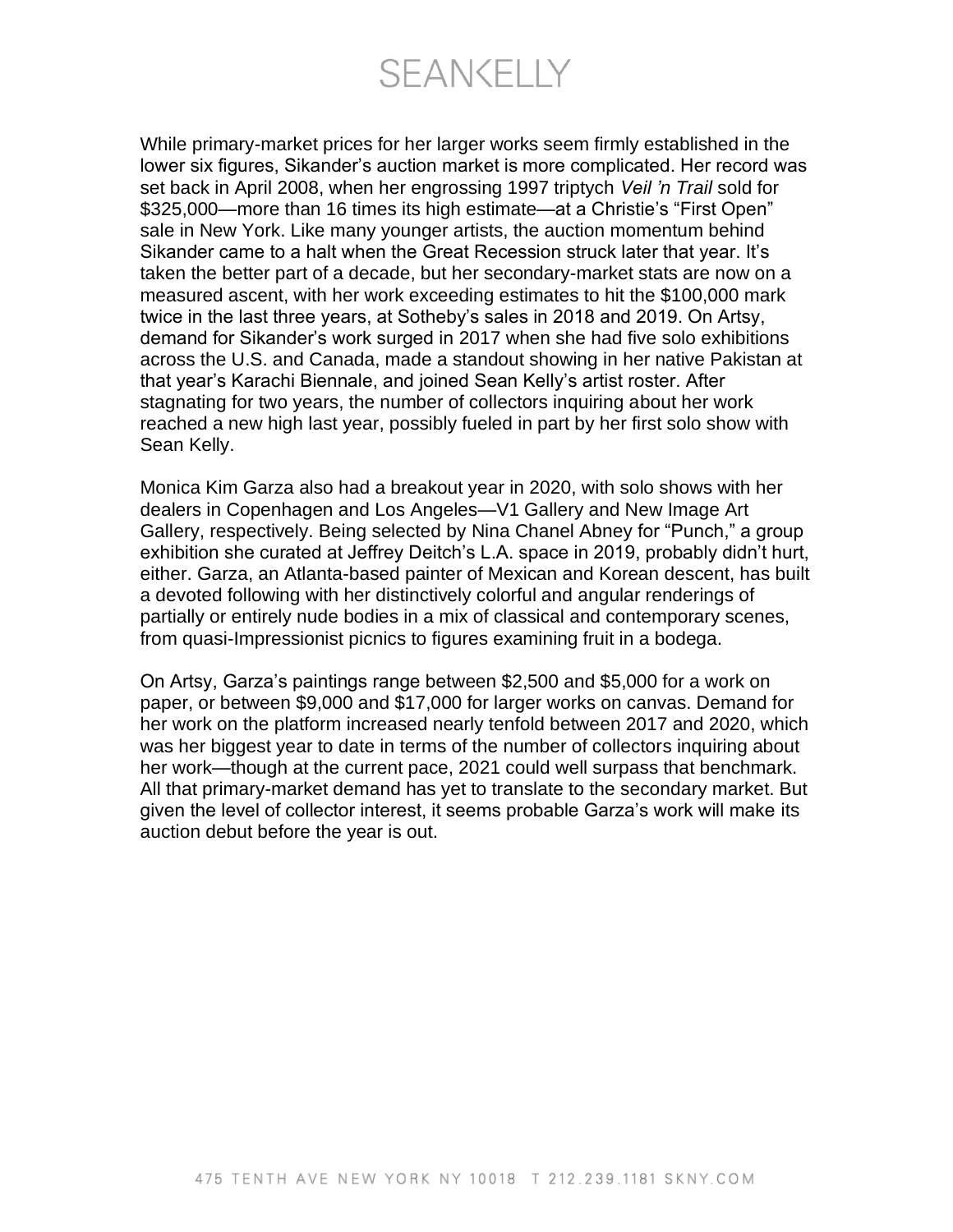While primary-market prices for her larger works seem firmly established in the lower six figures, Sikander's auction market is more complicated. Her record was set back in April 2008, when her engrossing 1997 triptych *Veil 'n Trail* sold for $325,000—more than 16 times its high estimate—at a Christie's "First Open" sale in New York. Like many younger artists, the auction momentum behind Sikander came to a halt when the Great Recession struck later that year. It's taken the better part of a decade, but her secondary-market stats are now on a measured ascent, with her work exceeding estimates to hit the $100,000 mark twice in the last three years, at Sotheby's sales in 2018 and 2019. On Artsy, demand for Sikander's work surged in 2017 when she had five solo exhibitions across the U.S. and Canada, made a standout showing in her native Pakistan at that year's Karachi Biennale, and joined Sean Kelly's artist roster. After stagnating for two years, the number of collectors inquiring about her work reached a new high last year, possibly fueled in part by her first solo show with Sean Kelly.

Monica Kim Garza also had a breakout year in 2020, with solo shows with her dealers in Copenhagen and Los Angeles—V1 Gallery and New Image Art Gallery, respectively. Being selected by Nina Chanel Abney for "Punch," a group exhibition she curated at Jeffrey Deitch's L.A. space in 2019, probably didn't hurt, either. Garza, an Atlanta-based painter of Mexican and Korean descent, has built a devoted following with her distinctively colorful and angular renderings of partially or entirely nude bodies in a mix of classical and contemporary scenes, from quasi-Impressionist picnics to figures examining fruit in a bodega.

On Artsy, Garza's paintings range between $2,500 and $5,000 for a work on paper, or between $9,000 and $17,000 for larger works on canvas. Demand for her work on the platform increased nearly tenfold between 2017 and 2020, which was her biggest year to date in terms of the number of collectors inquiring about her work—though at the current pace, 2021 could well surpass that benchmark. All that primary-market demand has yet to translate to the secondary market. But given the level of collector interest, it seems probable Garza's work will make its auction debut before the year is out.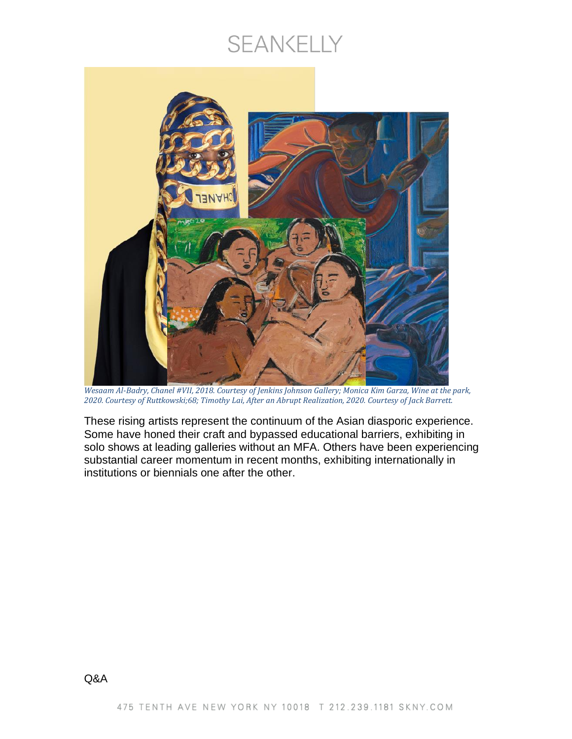*Wesaam Al-Badry, Chanel #VII, 2018. Courtesy of Jenkins Johnson Gallery; Monica Kim Garza, Wine at the park, 2020. Courtesy of Ruttkowski;68; Timothy Lai, After an Abrupt Realization, 2020. Courtesy of Jack Barrett.*

These rising artists represent the continuum of the Asian diasporic experience. Some have honed their craft and bypassed educational barriers, exhibiting in solo shows at leading galleries without an MFA. Others have been experiencing substantial career momentum in recent months, exhibiting internationally in institutions or biennials one after the other.

Q&A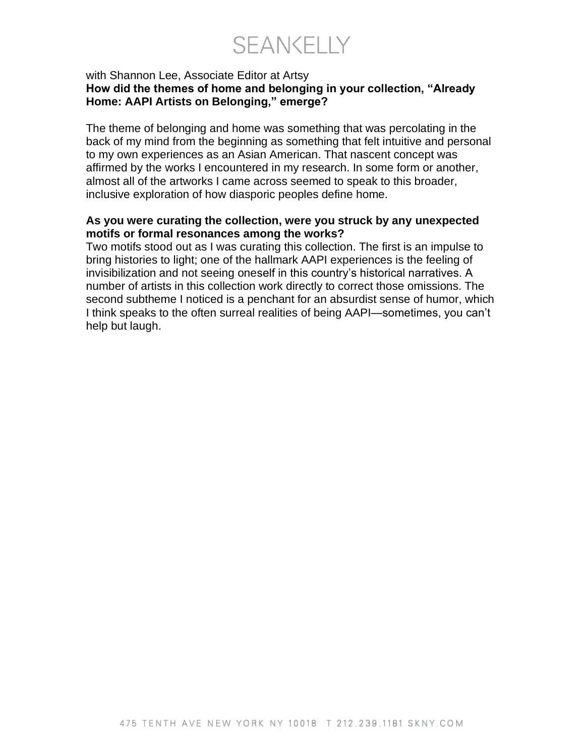with Shannon Lee, Associate Editor at Artsy

**How did the themes of home and belonging in your collection, "Already Home: AAPI Artists on Belonging," emerge?**

The theme of belonging and home was something that was percolating in the back of my mind from the beginning as something that felt intuitive and personal to my own experiences as an Asian American. That nascent concept was affirmed by the works I encountered in my research. In some form or another, almost all of the artworks I came across seemed to speak to this broader, inclusive exploration of how diasporic peoples define home.

**As you were curating the collection, were you struck by any unexpected motifs or formal resonances among the works?**

Two motifs stood out as I was curating this collection. The first is an impulse to bring histories to light; one of the hallmark AAPI experiences is the feeling of invisibilization and not seeing oneself in this country's historical narratives. A number of artists in this collection work directly to correct those omissions. The second subtheme I noticed is a penchant for an absurdist sense of humor, which I think speaks to the often surreal realities of being AAPI—sometimes, you can't help but laugh.